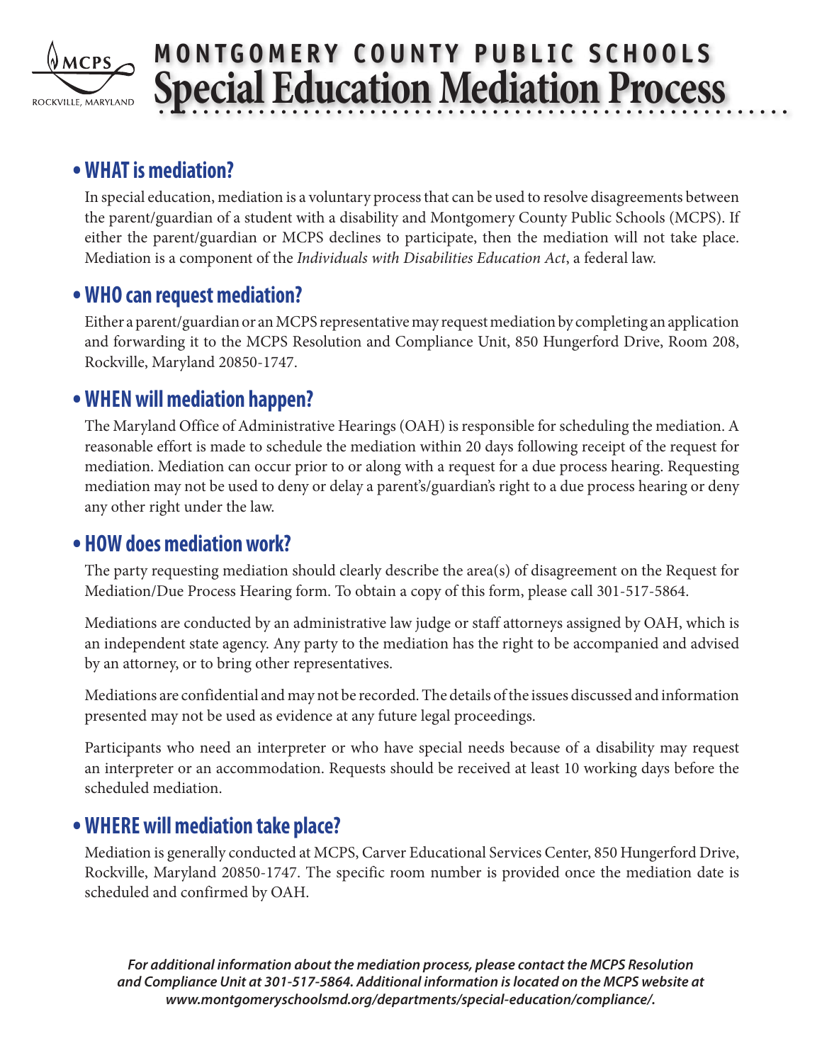MCPS
ROCKVILLE, MARYLAND

# MONTGOMERY COUNTY PUBLIC SCHOOLS
# Special Education Mediation Process

## • WHAT is mediation?

In special education, mediation is a voluntary process that can be used to resolve disagreements between the parent/guardian of a student with a disability and Montgomery County Public Schools (MCPS). If either the parent/guardian or MCPS declines to participate, then the mediation will not take place. Mediation is a component of the *Individuals with Disabilities Education Act*, a federal law.

## • WHO can request mediation?

Either a parent/guardian or an MCPS representative may request mediation by completing an application and forwarding it to the MCPS Resolution and Compliance Unit, 850 Hungerford Drive, Room 208, Rockville, Maryland 20850-1747.

## • WHEN will mediation happen?

The Maryland Office of Administrative Hearings (OAH) is responsible for scheduling the mediation. A reasonable effort is made to schedule the mediation within 20 days following receipt of the request for mediation. Mediation can occur prior to or along with a request for a due process hearing. Requesting mediation may not be used to deny or delay a parent's/guardian's right to a due process hearing or deny any other right under the law.

## • HOW does mediation work?

The party requesting mediation should clearly describe the area(s) of disagreement on the Request for Mediation/Due Process Hearing form. To obtain a copy of this form, please call 301-517-5864.

Mediations are conducted by an administrative law judge or staff attorneys assigned by OAH, which is an independent state agency. Any party to the mediation has the right to be accompanied and advised by an attorney, or to bring other representatives.

Mediations are confidential and may not be recorded. The details of the issues discussed and information presented may not be used as evidence at any future legal proceedings.

Participants who need an interpreter or who have special needs because of a disability may request an interpreter or an accommodation. Requests should be received at least 10 working days before the scheduled mediation.

## • WHERE will mediation take place?

Mediation is generally conducted at MCPS, Carver Educational Services Center, 850 Hungerford Drive, Rockville, Maryland 20850-1747. The specific room number is provided once the mediation date is scheduled and confirmed by OAH.

***For additional information about the mediation process, please contact the MCPS Resolution and Compliance Unit at 301-517-5864. Additional information is located on the MCPS website at www.montgomeryschoolsmd.org/departments/special-education/compliance/.***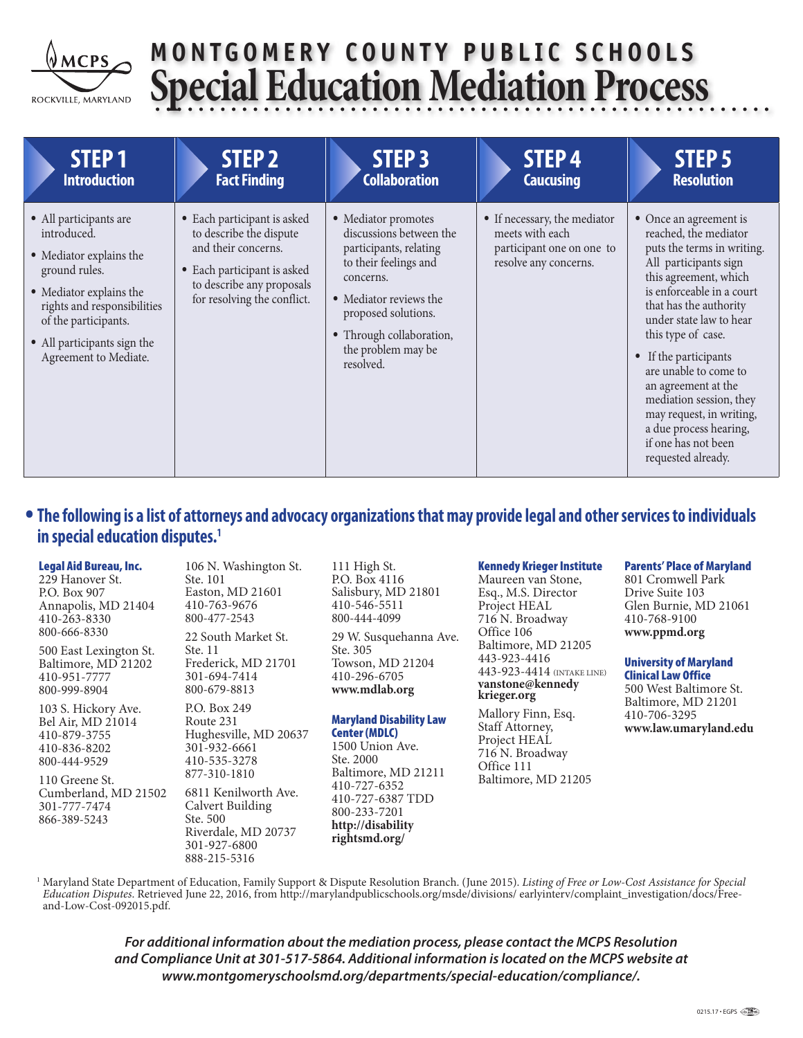MCPS
ROCKVILLE, MARYLAND

# MONTGOMERY COUNTY PUBLIC SCHOOLS
# Special Education Mediation Process

| STEP 1 Introduction | STEP 2 Fact Finding | STEP 3 Collaboration | STEP 4 Caucusing | STEP 5 Resolution |
|---|---|---|---|---|
| • All participants are introduced.<br>• Mediator explains the ground rules.<br>• Mediator explains the rights and responsibilities of the participants.<br>• All participants sign the Agreement to Mediate. | • Each participant is asked to describe the dispute and their concerns.<br>• Each participant is asked to describe any proposals for resolving the conflict. | • Mediator promotes discussions between the participants, relating to their feelings and concerns.<br>• Mediator reviews the proposed solutions.<br>• Through collaboration, the problem may be resolved. | • If necessary, the mediator meets with each participant one on one to resolve any concerns. | • Once an agreement is reached, the mediator puts the terms in writing. All participants sign this agreement, which is enforceable in a court that has the authority under state law to hear this type of case.<br>• If the participants are unable to come to an agreement at the mediation session, they may request, in writing, a due process hearing, if one has not been requested already. |

## • The following is a list of attorneys and advocacy organizations that may provide legal and other services to individuals in special education disputes.[1]

**Legal Aid Bureau, Inc.**
229 Hanover St.
P.O. Box 907
Annapolis, MD 21404
410-263-8330
800-666-8330

500 East Lexington St.
Baltimore, MD 21202
410-951-7777
800-999-8904

103 S. Hickory Ave.
Bel Air, MD 21014
410-879-3755
410-836-8202
800-444-9529

110 Greene St.
Cumberland, MD 21502
301-777-7474
866-389-5243

106 N. Washington St.
Ste. 101
Easton, MD 21601
410-763-9676
800-477-2543

22 South Market St.
Ste. 11
Frederick, MD 21701
301-694-7414
800-679-8813

P.O. Box 249
Route 231
Hughesville, MD 20637
301-932-6661
410-535-3278
877-310-1810

6811 Kenilworth Ave.
Calvert Building
Ste. 500
Riverdale, MD 20737
301-927-6800
888-215-5316

111 High St.
P.O. Box 4116
Salisbury, MD 21801
410-546-5511
800-444-4099

29 W. Susquehanna Ave.
Ste. 305
Towson, MD 21204
410-296-6705
**www.mdlab.org**

**Maryland Disability Law Center (MDLC)**
1500 Union Ave.
Ste. 2000
Baltimore, MD 21211
410-727-6352
410-727-6387 TDD
800-233-7201
**http://disabilityrightsmd.org/**

**Kennedy Krieger Institute**
Maureen van Stone, Esq., M.S. Director
Project HEAL
716 N. Broadway
Office 106
Baltimore, MD 21205
443-923-4416
443-923-4414 (INTAKE LINE)
**vanstone@kennedykrieger.org**

Mallory Finn, Esq.
Staff Attorney,
Project HEAL
716 N. Broadway
Office 111
Baltimore, MD 21205

**Parents' Place of Maryland**
801 Cromwell Park Drive Suite 103
Glen Burnie, MD 21061
410-768-9100
**www.ppmd.org**

**University of Maryland Clinical Law Office**
500 West Baltimore St.
Baltimore, MD 21201
410-706-3295
**www.law.umaryland.edu**

[1] Maryland State Department of Education, Family Support & Dispute Resolution Branch. (June 2015). *Listing of Free or Low-Cost Assistance for Special Education Disputes*. Retrieved June 22, 2016, from http://marylandpublicschools.org/msde/divisions/ earlyinterv/complaint_investigation/docs/Free-and-Low-Cost-092015.pdf.

***For additional information about the mediation process, please contact the MCPS Resolution and Compliance Unit at 301-517-5864. Additional information is located on the MCPS website at www.montgomeryschoolsmd.org/departments/special-education/compliance/.***

0215.17 • EGPS